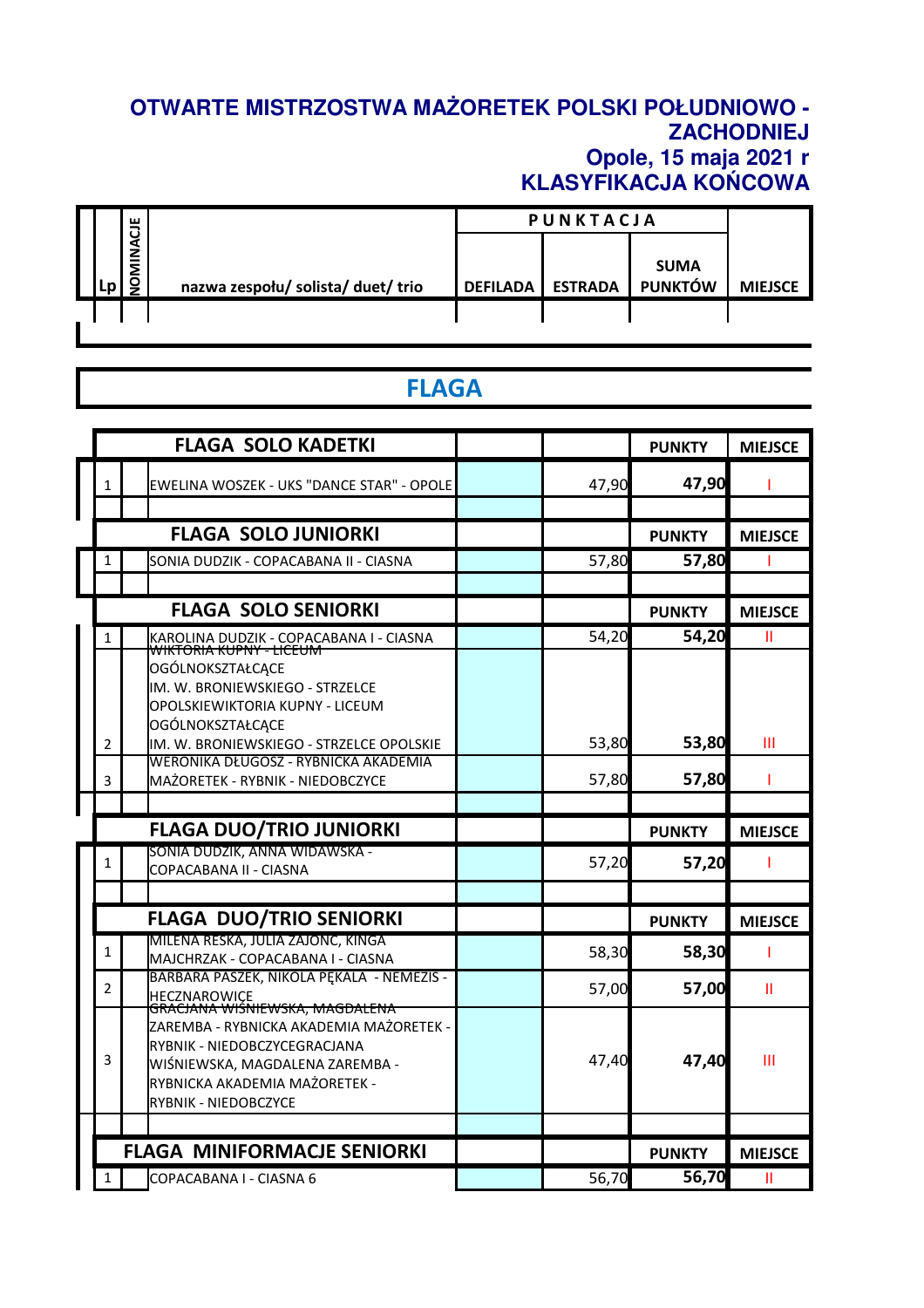# OTWARTE MISTRZOSTWA MAŻORETEK POLSKI POŁUDNIOWO - ZACHODNIEJ

## Opole, 15 maja 2021 r

## KLASYFIKACJA KOŃCOWA

| Lp | NOMINACJE | nazwa zespołu/ solista/ duet/ trio | PUNKTACJA | | | MIEJSCE |
|---|---|---|---|---|---|---|
| | | | DEFILADA | ESTRADA | SUMA PUNKTÓW | |

## FLAGA

| Lp | | FLAGA SOLO KADETKI | | | PUNKTY | MIEJSCE |
|---|---|---|---|---|---|---|
| 1 | | EWELINA WOSZEK - UKS "DANCE STAR" - OPOLE | | 47,90 | 47,90 | I |

| Lp | | FLAGA SOLO JUNIORKI | | | PUNKTY | MIEJSCE |
|---|---|---|---|---|---|---|
| 1 | | SONIA DUDZIK - COPACABANA II - CIASNA | | 57,80 | 57,80 | I |

| Lp | | FLAGA SOLO SENIORKI | | | PUNKTY | MIEJSCE |
|---|---|---|---|---|---|---|
| 1 | | KAROLINA DUDZIK - COPACABANA I - CIASNA | | 54,20 | 54,20 | II |
| 2 | | WIKTORIA KUPNY - LICEUM OGÓLNOKSZTAŁCĄCE IM. W. BRONIEWSKIEGO - STRZELCE OPOLSKIEWIKTORIA KUPNY - LICEUM OGÓLNOKSZTAŁCĄCE IM. W. BRONIEWSKIEGO - STRZELCE OPOLSKIE | | 53,80 | 53,80 | III |
| 3 | | WERONIKA DŁUGOSZ - RYBNICKA AKADEMIA MAŻORETEK - RYBNIK - NIEDOBCZYCE | | 57,80 | 57,80 | I |

| Lp | | FLAGA DUO/TRIO JUNIORKI | | | PUNKTY | MIEJSCE |
|---|---|---|---|---|---|---|
| 1 | | SONIA DUDZIK, ANNA WIDAWSKA - COPACABANA II - CIASNA | | 57,20 | 57,20 | I |

| Lp | | FLAGA DUO/TRIO SENIORKI | | | PUNKTY | MIEJSCE |
|---|---|---|---|---|---|---|
| 1 | | MILENA RESKA, JULIA ZAJONC, KINGA MAJCHRZAK - COPACABANA I - CIASNA | | 58,30 | 58,30 | I |
| 2 | | BARBARA PASZEK, NIKOLA PĘKALA - NEMEZIS - HECZNAROWICE | | 57,00 | 57,00 | II |
| 3 | | GRACJANA WIŚNIEWSKA, MAGDALENA ZAREMBA - RYBNICKA AKADEMIA MAŻORETEK - RYBNIK - NIEDOBCZYCEGRACJANA WIŚNIEWSKA, MAGDALENA ZAREMBA - RYBNICKA AKADEMIA MAŻORETEK - RYBNIK - NIEDOBCZYCE | | 47,40 | 47,40 | III |

| Lp | | FLAGA MINIFORMACJE SENIORKI | | | PUNKTY | MIEJSCE |
|---|---|---|---|---|---|---|
| 1 | | COPACABANA I - CIASNA 6 | | 56,70 | 56,70 | II |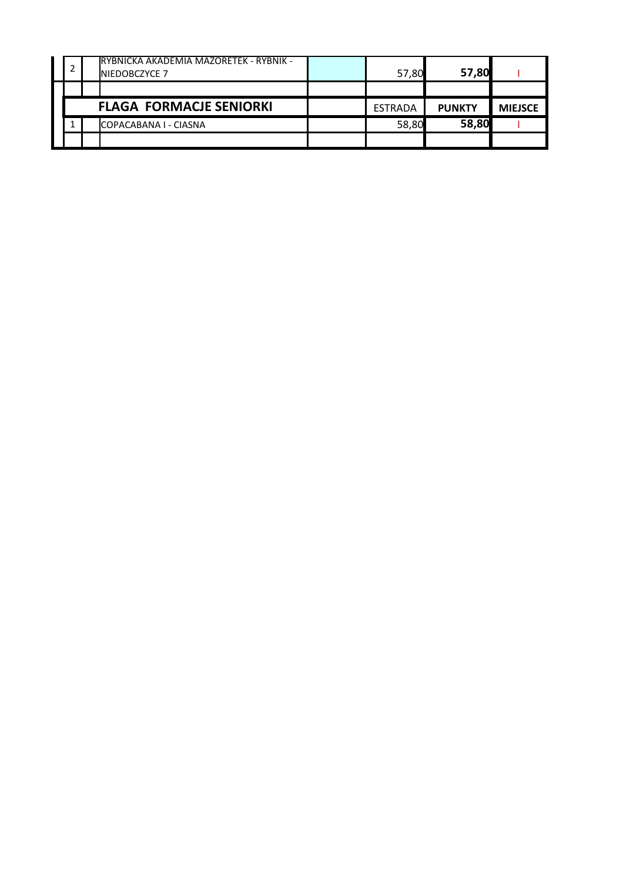| | | | | | | |
|---|---|---|---|---|---|---|
| 2 | | RYBNICKA AKADEMIA MAŻORETEK - RYBNIK - NIEDOBCZYCE 7 | | 57,80 | **57,80** | I |
| | | | | | | |
| **FLAGA FORMACJE SENIORKI** | | | | ESTRADA | **PUNKTY** | **MIEJSCE** |
| 1 | | COPACABANA I - CIASNA | | 58,80 | **58,80** | I |
| | | | | | | |